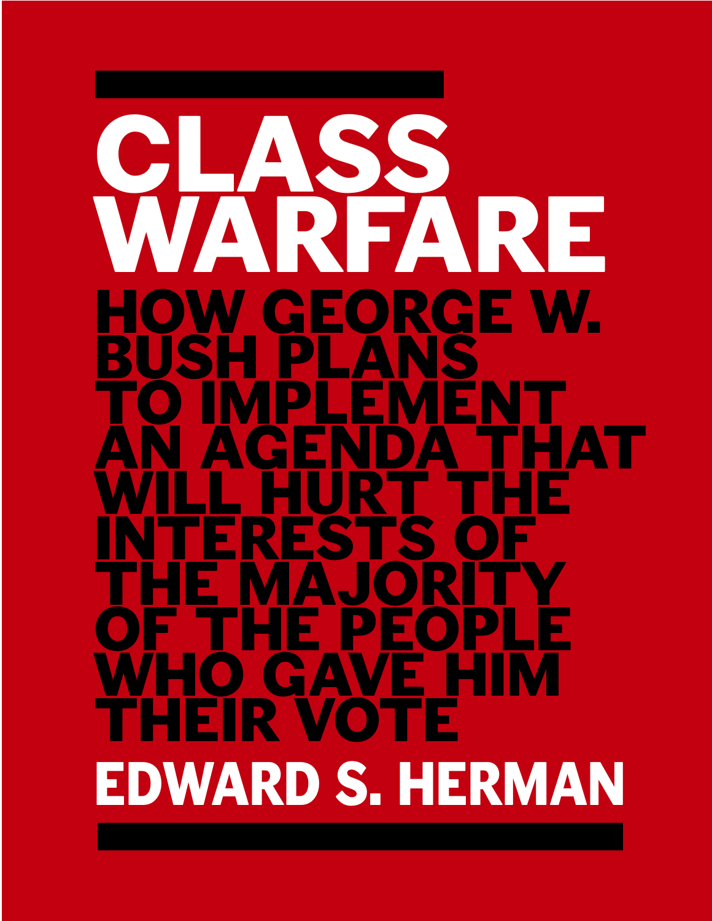# CLASS WARFARE

## HOW GEORGE W. BUSH PLANS TO IMPLEMENT AN AGENDA THAT WILL HURT THE INTERESTS OF THE MAJORITY OF THE PEOPLE WHO GAVE HIM THEIR VOTE

**EDWARD S. HERMAN**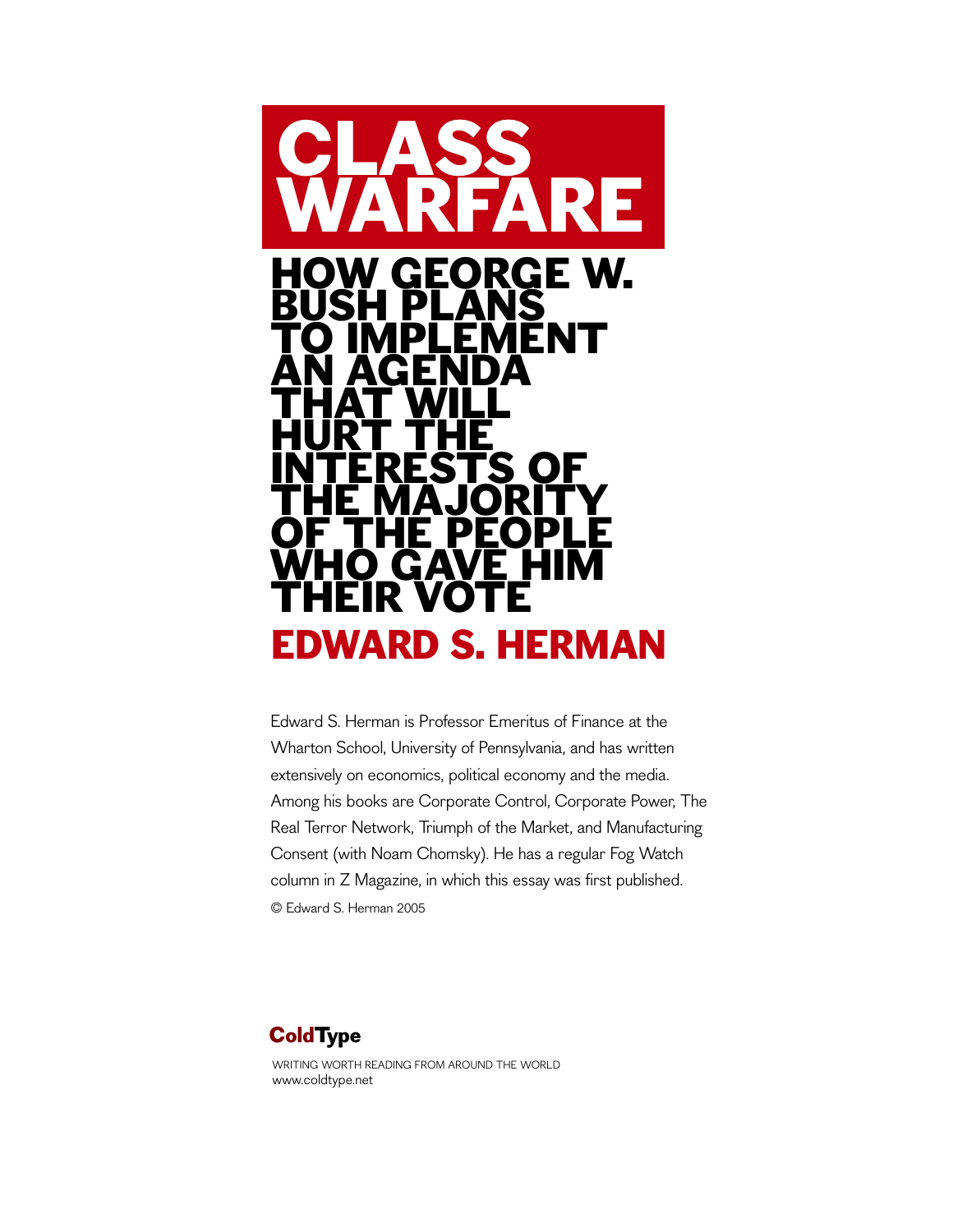# CLASS WARFARE

## HOW GEORGE W. BUSH PLANS TO IMPLEMENT AN AGENDA THAT WILL HURT THE INTERESTS OF THE MAJORITY OF THE PEOPLE WHO GAVE HIM THEIR VOTE

## EDWARD S. HERMAN

Edward S. Herman is Professor Emeritus of Finance at the Wharton School, University of Pennsylvania, and has written extensively on economics, political economy and the media. Among his books are Corporate Control, Corporate Power, The Real Terror Network, Triumph of the Market, and Manufacturing Consent (with Noam Chomsky). He has a regular Fog Watch column in Z Magazine, in which this essay was first published.

© Edward S. Herman 2005

**ColdType**

WRITING WORTH READING FROM AROUND THE WORLD
www.coldtype.net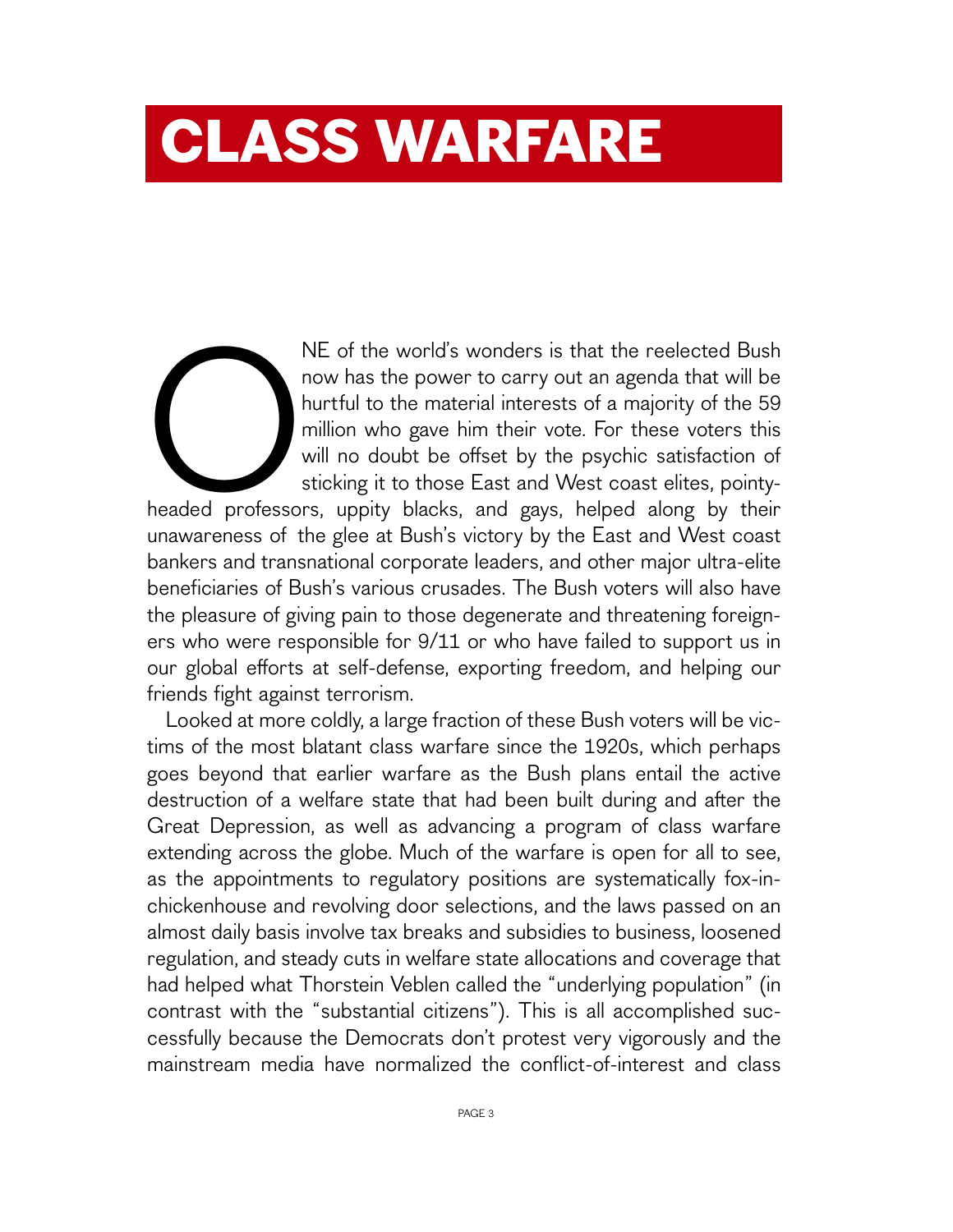# CLASS WARFARE

ONE of the world's wonders is that the reelected Bush now has the power to carry out an agenda that will be hurtful to the material interests of a majority of the 59 million who gave him their vote. For these voters this will no doubt be offset by the psychic satisfaction of sticking it to those East and West coast elites, pointy-headed professors, uppity blacks, and gays, helped along by their unawareness of the glee at Bush's victory by the East and West coast bankers and transnational corporate leaders, and other major ultra-elite beneficiaries of Bush's various crusades. The Bush voters will also have the pleasure of giving pain to those degenerate and threatening foreigners who were responsible for 9/11 or who have failed to support us in our global efforts at self-defense, exporting freedom, and helping our friends fight against terrorism.

Looked at more coldly, a large fraction of these Bush voters will be victims of the most blatant class warfare since the 1920s, which perhaps goes beyond that earlier warfare as the Bush plans entail the active destruction of a welfare state that had been built during and after the Great Depression, as well as advancing a program of class warfare extending across the globe. Much of the warfare is open for all to see, as the appointments to regulatory positions are systematically fox-in-chickenhouse and revolving door selections, and the laws passed on an almost daily basis involve tax breaks and subsidies to business, loosened regulation, and steady cuts in welfare state allocations and coverage that had helped what Thorstein Veblen called the "underlying population" (in contrast with the "substantial citizens"). This is all accomplished successfully because the Democrats don't protest very vigorously and the mainstream media have normalized the conflict-of-interest and class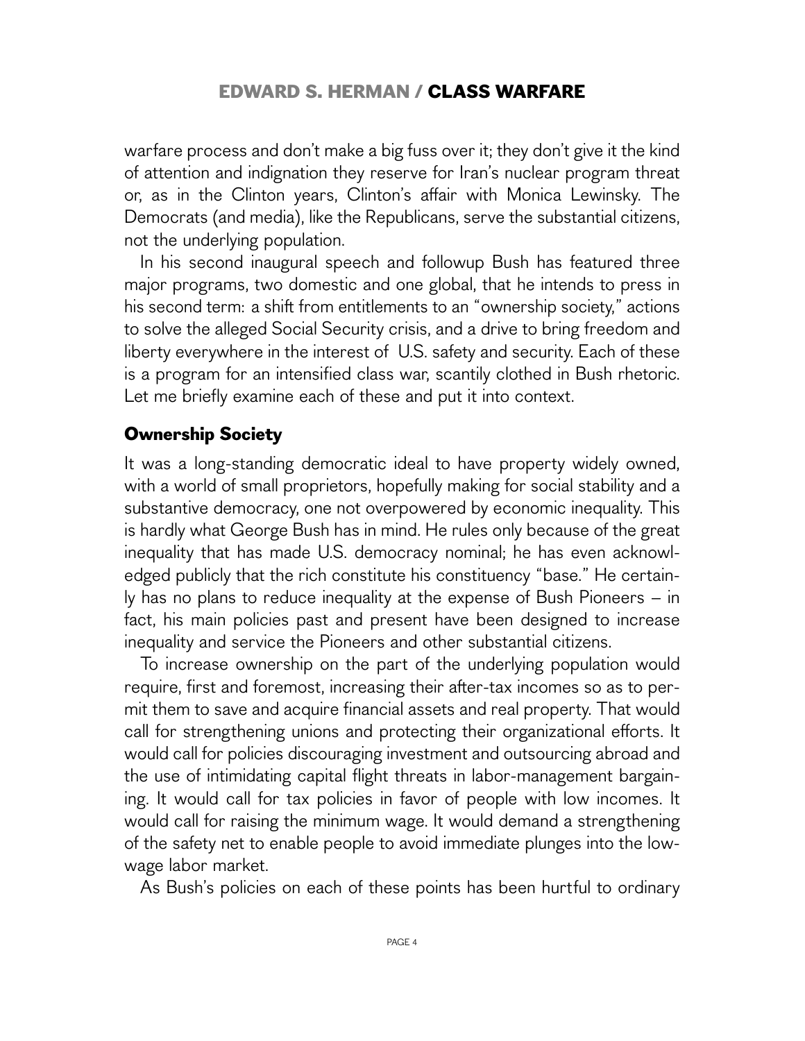warfare process and don't make a big fuss over it; they don't give it the kind of attention and indignation they reserve for Iran's nuclear program threat or, as in the Clinton years, Clinton's affair with Monica Lewinsky. The Democrats (and media), like the Republicans, serve the substantial citizens, not the underlying population.

In his second inaugural speech and followup Bush has featured three major programs, two domestic and one global, that he intends to press in his second term: a shift from entitlements to an "ownership society," actions to solve the alleged Social Security crisis, and a drive to bring freedom and liberty everywhere in the interest of U.S. safety and security. Each of these is a program for an intensified class war, scantily clothed in Bush rhetoric. Let me briefly examine each of these and put it into context.

## Ownership Society

It was a long-standing democratic ideal to have property widely owned, with a world of small proprietors, hopefully making for social stability and a substantive democracy, one not overpowered by economic inequality. This is hardly what George Bush has in mind. He rules only because of the great inequality that has made U.S. democracy nominal; he has even acknowledged publicly that the rich constitute his constituency "base." He certainly has no plans to reduce inequality at the expense of Bush Pioneers – in fact, his main policies past and present have been designed to increase inequality and service the Pioneers and other substantial citizens.

To increase ownership on the part of the underlying population would require, first and foremost, increasing their after-tax incomes so as to permit them to save and acquire financial assets and real property. That would call for strengthening unions and protecting their organizational efforts. It would call for policies discouraging investment and outsourcing abroad and the use of intimidating capital flight threats in labor-management bargaining. It would call for tax policies in favor of people with low incomes. It would call for raising the minimum wage. It would demand a strengthening of the safety net to enable people to avoid immediate plunges into the low-wage labor market.

As Bush's policies on each of these points has been hurtful to ordinary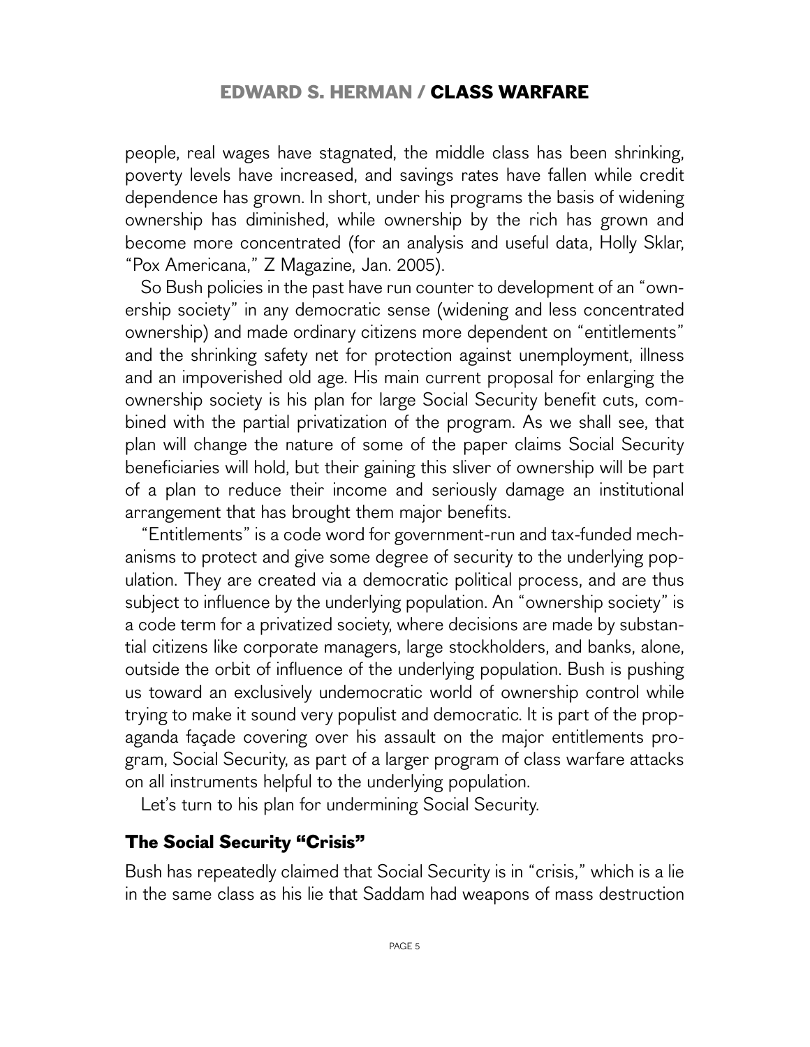people, real wages have stagnated, the middle class has been shrinking, poverty levels have increased, and savings rates have fallen while credit dependence has grown. In short, under his programs the basis of widening ownership has diminished, while ownership by the rich has grown and become more concentrated (for an analysis and useful data, Holly Sklar, "Pox Americana," Z Magazine, Jan. 2005).

So Bush policies in the past have run counter to development of an "ownership society" in any democratic sense (widening and less concentrated ownership) and made ordinary citizens more dependent on "entitlements" and the shrinking safety net for protection against unemployment, illness and an impoverished old age. His main current proposal for enlarging the ownership society is his plan for large Social Security benefit cuts, combined with the partial privatization of the program. As we shall see, that plan will change the nature of some of the paper claims Social Security beneficiaries will hold, but their gaining this sliver of ownership will be part of a plan to reduce their income and seriously damage an institutional arrangement that has brought them major benefits.

"Entitlements" is a code word for government-run and tax-funded mechanisms to protect and give some degree of security to the underlying population. They are created via a democratic political process, and are thus subject to influence by the underlying population. An "ownership society" is a code term for a privatized society, where decisions are made by substantial citizens like corporate managers, large stockholders, and banks, alone, outside the orbit of influence of the underlying population. Bush is pushing us toward an exclusively undemocratic world of ownership control while trying to make it sound very populist and democratic. It is part of the propaganda façade covering over his assault on the major entitlements program, Social Security, as part of a larger program of class warfare attacks on all instruments helpful to the underlying population.

Let's turn to his plan for undermining Social Security.

## The Social Security "Crisis"

Bush has repeatedly claimed that Social Security is in "crisis," which is a lie in the same class as his lie that Saddam had weapons of mass destruction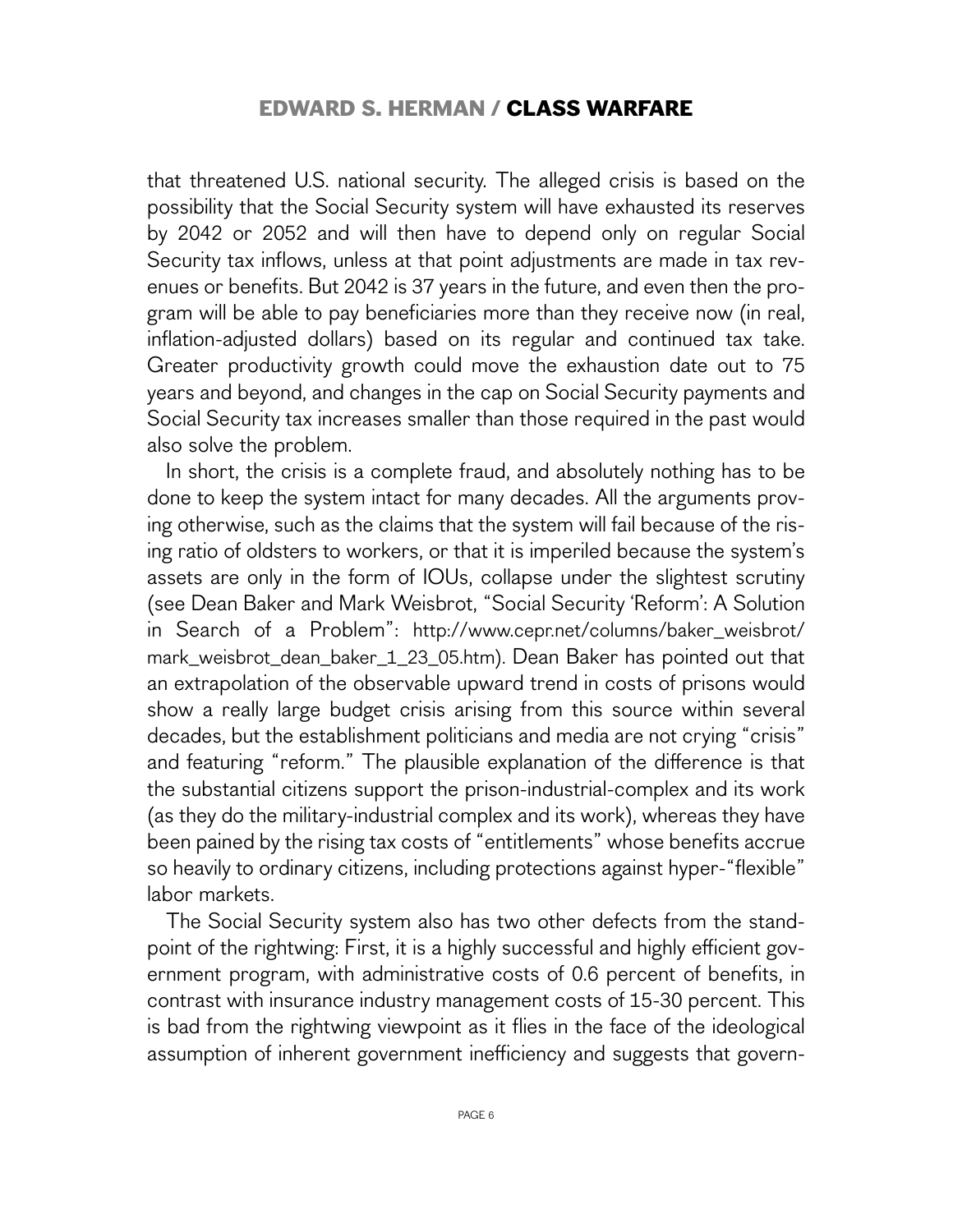that threatened U.S. national security. The alleged crisis is based on the possibility that the Social Security system will have exhausted its reserves by 2042 or 2052 and will then have to depend only on regular Social Security tax inflows, unless at that point adjustments are made in tax revenues or benefits. But 2042 is 37 years in the future, and even then the program will be able to pay beneficiaries more than they receive now (in real, inflation-adjusted dollars) based on its regular and continued tax take. Greater productivity growth could move the exhaustion date out to 75 years and beyond, and changes in the cap on Social Security payments and Social Security tax increases smaller than those required in the past would also solve the problem.

In short, the crisis is a complete fraud, and absolutely nothing has to be done to keep the system intact for many decades. All the arguments proving otherwise, such as the claims that the system will fail because of the rising ratio of oldsters to workers, or that it is imperiled because the system's assets are only in the form of IOUs, collapse under the slightest scrutiny (see Dean Baker and Mark Weisbrot, "Social Security 'Reform': A Solution in Search of a Problem": http://www.cepr.net/columns/baker_weisbrot/mark_weisbrot_dean_baker_1_23_05.htm). Dean Baker has pointed out that an extrapolation of the observable upward trend in costs of prisons would show a really large budget crisis arising from this source within several decades, but the establishment politicians and media are not crying "crisis" and featuring "reform." The plausible explanation of the difference is that the substantial citizens support the prison-industrial-complex and its work (as they do the military-industrial complex and its work), whereas they have been pained by the rising tax costs of "entitlements" whose benefits accrue so heavily to ordinary citizens, including protections against hyper-"flexible" labor markets.

The Social Security system also has two other defects from the standpoint of the rightwing: First, it is a highly successful and highly efficient government program, with administrative costs of 0.6 percent of benefits, in contrast with insurance industry management costs of 15-30 percent. This is bad from the rightwing viewpoint as it flies in the face of the ideological assumption of inherent government inefficiency and suggests that govern-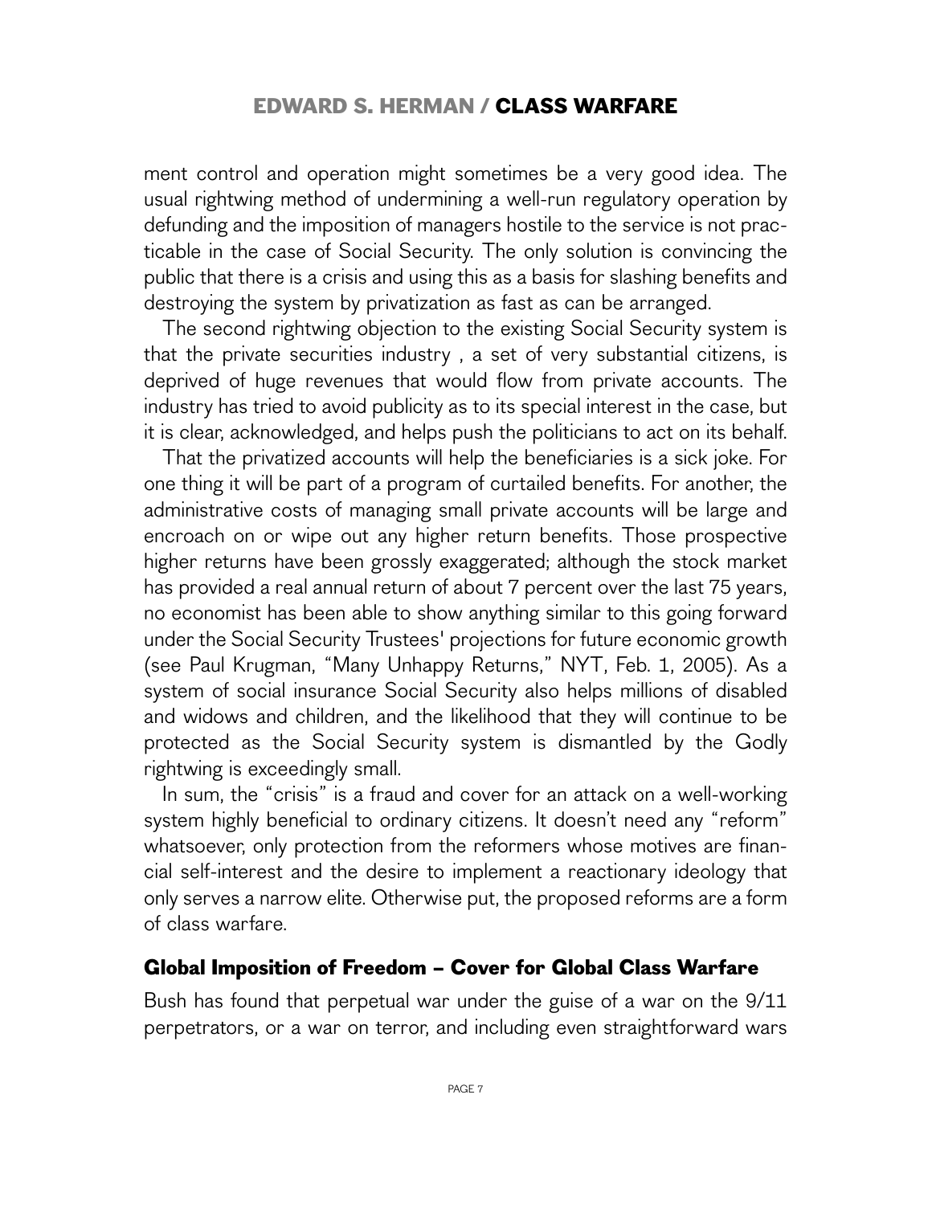ment control and operation might sometimes be a very good idea. The usual rightwing method of undermining a well-run regulatory operation by defunding and the imposition of managers hostile to the service is not practicable in the case of Social Security. The only solution is convincing the public that there is a crisis and using this as a basis for slashing benefits and destroying the system by privatization as fast as can be arranged.

The second rightwing objection to the existing Social Security system is that the private securities industry , a set of very substantial citizens, is deprived of huge revenues that would flow from private accounts. The industry has tried to avoid publicity as to its special interest in the case, but it is clear, acknowledged, and helps push the politicians to act on its behalf.

That the privatized accounts will help the beneficiaries is a sick joke. For one thing it will be part of a program of curtailed benefits. For another, the administrative costs of managing small private accounts will be large and encroach on or wipe out any higher return benefits. Those prospective higher returns have been grossly exaggerated; although the stock market has provided a real annual return of about 7 percent over the last 75 years, no economist has been able to show anything similar to this going forward under the Social Security Trustees' projections for future economic growth (see Paul Krugman, "Many Unhappy Returns," NYT, Feb. 1, 2005). As a system of social insurance Social Security also helps millions of disabled and widows and children, and the likelihood that they will continue to be protected as the Social Security system is dismantled by the Godly rightwing is exceedingly small.

In sum, the "crisis" is a fraud and cover for an attack on a well-working system highly beneficial to ordinary citizens. It doesn't need any "reform" whatsoever, only protection from the reformers whose motives are financial self-interest and the desire to implement a reactionary ideology that only serves a narrow elite. Otherwise put, the proposed reforms are a form of class warfare.

## Global Imposition of Freedom – Cover for Global Class Warfare

Bush has found that perpetual war under the guise of a war on the 9/11 perpetrators, or a war on terror, and including even straightforward wars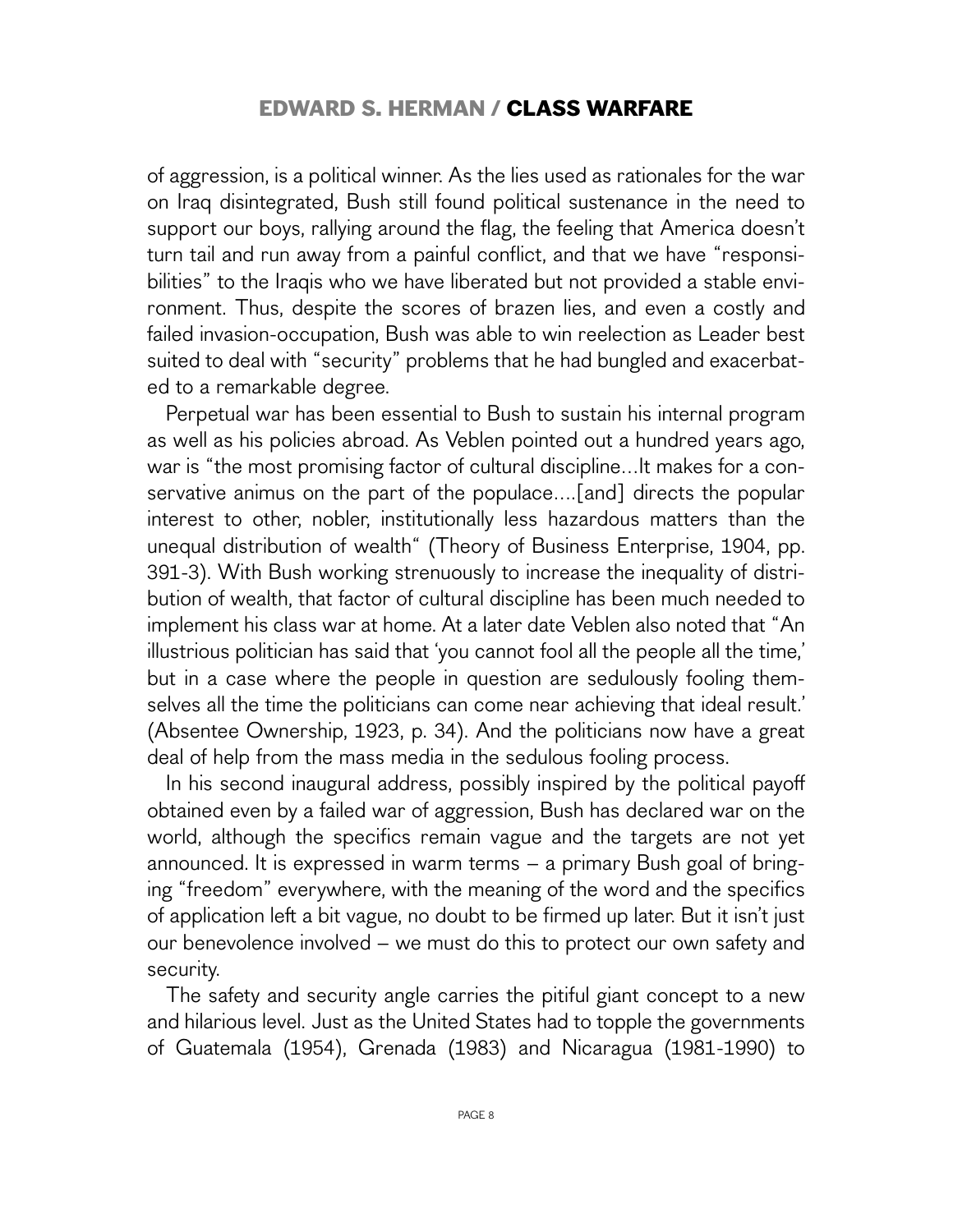of aggression, is a political winner. As the lies used as rationales for the war on Iraq disintegrated, Bush still found political sustenance in the need to support our boys, rallying around the flag, the feeling that America doesn't turn tail and run away from a painful conflict, and that we have "responsibilities" to the Iraqis who we have liberated but not provided a stable environment. Thus, despite the scores of brazen lies, and even a costly and failed invasion-occupation, Bush was able to win reelection as Leader best suited to deal with "security" problems that he had bungled and exacerbated to a remarkable degree.

Perpetual war has been essential to Bush to sustain his internal program as well as his policies abroad. As Veblen pointed out a hundred years ago, war is "the most promising factor of cultural discipline...It makes for a conservative animus on the part of the populace....[and] directs the popular interest to other, nobler, institutionally less hazardous matters than the unequal distribution of wealth" (Theory of Business Enterprise, 1904, pp. 391-3). With Bush working strenuously to increase the inequality of distribution of wealth, that factor of cultural discipline has been much needed to implement his class war at home. At a later date Veblen also noted that "An illustrious politician has said that 'you cannot fool all the people all the time,' but in a case where the people in question are sedulously fooling themselves all the time the politicians can come near achieving that ideal result.' (Absentee Ownership, 1923, p. 34). And the politicians now have a great deal of help from the mass media in the sedulous fooling process.

In his second inaugural address, possibly inspired by the political payoff obtained even by a failed war of aggression, Bush has declared war on the world, although the specifics remain vague and the targets are not yet announced. It is expressed in warm terms – a primary Bush goal of bringing "freedom" everywhere, with the meaning of the word and the specifics of application left a bit vague, no doubt to be firmed up later. But it isn't just our benevolence involved – we must do this to protect our own safety and security.

The safety and security angle carries the pitiful giant concept to a new and hilarious level. Just as the United States had to topple the governments of Guatemala (1954), Grenada (1983) and Nicaragua (1981-1990) to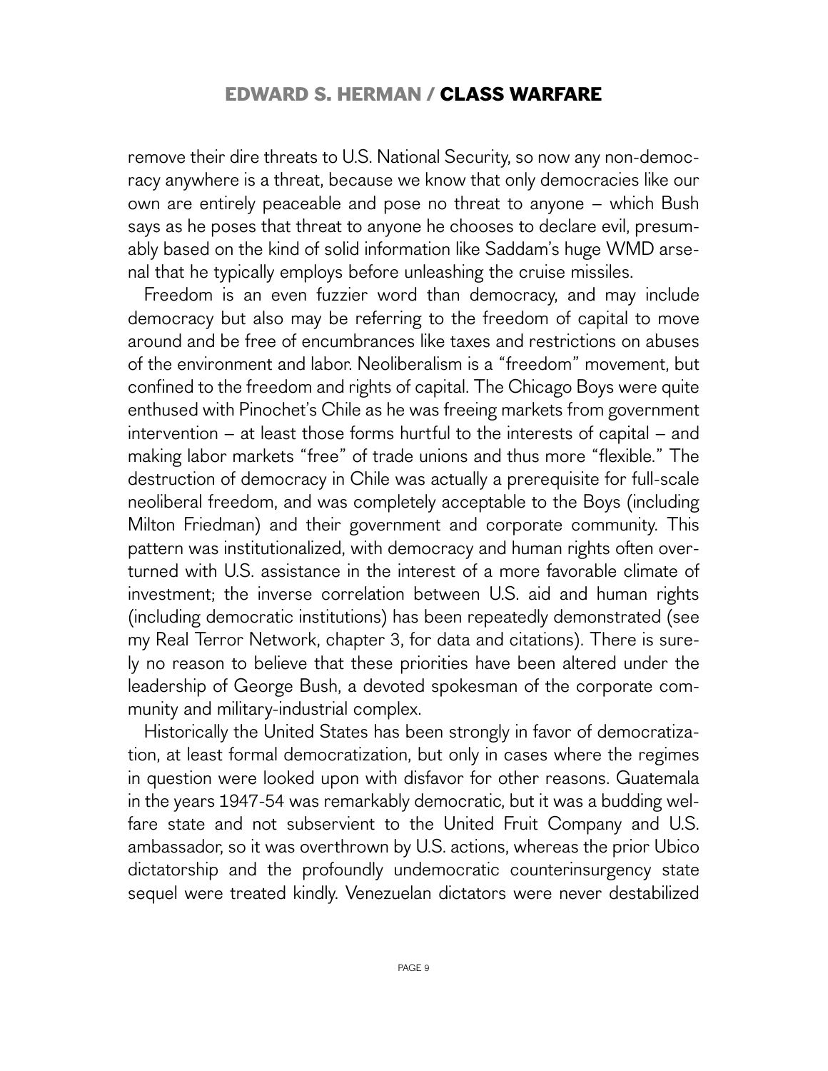remove their dire threats to U.S. National Security, so now any non-democracy anywhere is a threat, because we know that only democracies like our own are entirely peaceable and pose no threat to anyone – which Bush says as he poses that threat to anyone he chooses to declare evil, presumably based on the kind of solid information like Saddam's huge WMD arsenal that he typically employs before unleashing the cruise missiles.

Freedom is an even fuzzier word than democracy, and may include democracy but also may be referring to the freedom of capital to move around and be free of encumbrances like taxes and restrictions on abuses of the environment and labor. Neoliberalism is a "freedom" movement, but confined to the freedom and rights of capital. The Chicago Boys were quite enthused with Pinochet's Chile as he was freeing markets from government intervention – at least those forms hurtful to the interests of capital – and making labor markets "free" of trade unions and thus more "flexible." The destruction of democracy in Chile was actually a prerequisite for full-scale neoliberal freedom, and was completely acceptable to the Boys (including Milton Friedman) and their government and corporate community. This pattern was institutionalized, with democracy and human rights often overturned with U.S. assistance in the interest of a more favorable climate of investment; the inverse correlation between U.S. aid and human rights (including democratic institutions) has been repeatedly demonstrated (see my Real Terror Network, chapter 3, for data and citations). There is surely no reason to believe that these priorities have been altered under the leadership of George Bush, a devoted spokesman of the corporate community and military-industrial complex.

Historically the United States has been strongly in favor of democratization, at least formal democratization, but only in cases where the regimes in question were looked upon with disfavor for other reasons. Guatemala in the years 1947-54 was remarkably democratic, but it was a budding welfare state and not subservient to the United Fruit Company and U.S. ambassador, so it was overthrown by U.S. actions, whereas the prior Ubico dictatorship and the profoundly undemocratic counterinsurgency state sequel were treated kindly. Venezuelan dictators were never destabilized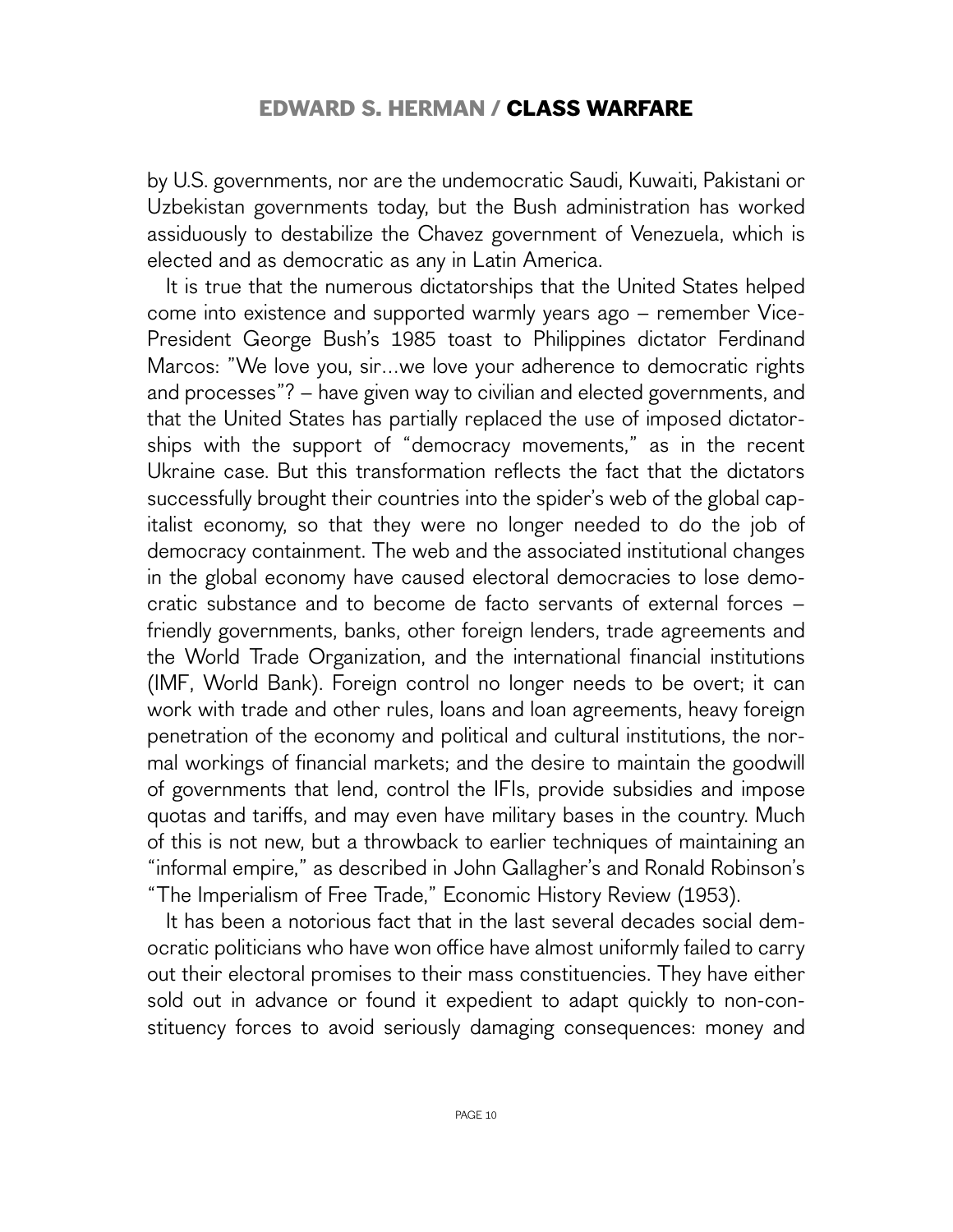by U.S. governments, nor are the undemocratic Saudi, Kuwaiti, Pakistani or Uzbekistan governments today, but the Bush administration has worked assiduously to destabilize the Chavez government of Venezuela, which is elected and as democratic as any in Latin America.

It is true that the numerous dictatorships that the United States helped come into existence and supported warmly years ago – remember Vice-President George Bush's 1985 toast to Philippines dictator Ferdinand Marcos: "We love you, sir…we love your adherence to democratic rights and processes"? – have given way to civilian and elected governments, and that the United States has partially replaced the use of imposed dictatorships with the support of "democracy movements," as in the recent Ukraine case. But this transformation reflects the fact that the dictators successfully brought their countries into the spider's web of the global capitalist economy, so that they were no longer needed to do the job of democracy containment. The web and the associated institutional changes in the global economy have caused electoral democracies to lose democratic substance and to become de facto servants of external forces – friendly governments, banks, other foreign lenders, trade agreements and the World Trade Organization, and the international financial institutions (IMF, World Bank). Foreign control no longer needs to be overt; it can work with trade and other rules, loans and loan agreements, heavy foreign penetration of the economy and political and cultural institutions, the normal workings of financial markets; and the desire to maintain the goodwill of governments that lend, control the IFIs, provide subsidies and impose quotas and tariffs, and may even have military bases in the country. Much of this is not new, but a throwback to earlier techniques of maintaining an "informal empire," as described in John Gallagher's and Ronald Robinson's "The Imperialism of Free Trade," Economic History Review (1953).

It has been a notorious fact that in the last several decades social democratic politicians who have won office have almost uniformly failed to carry out their electoral promises to their mass constituencies. They have either sold out in advance or found it expedient to adapt quickly to non-constituency forces to avoid seriously damaging consequences: money and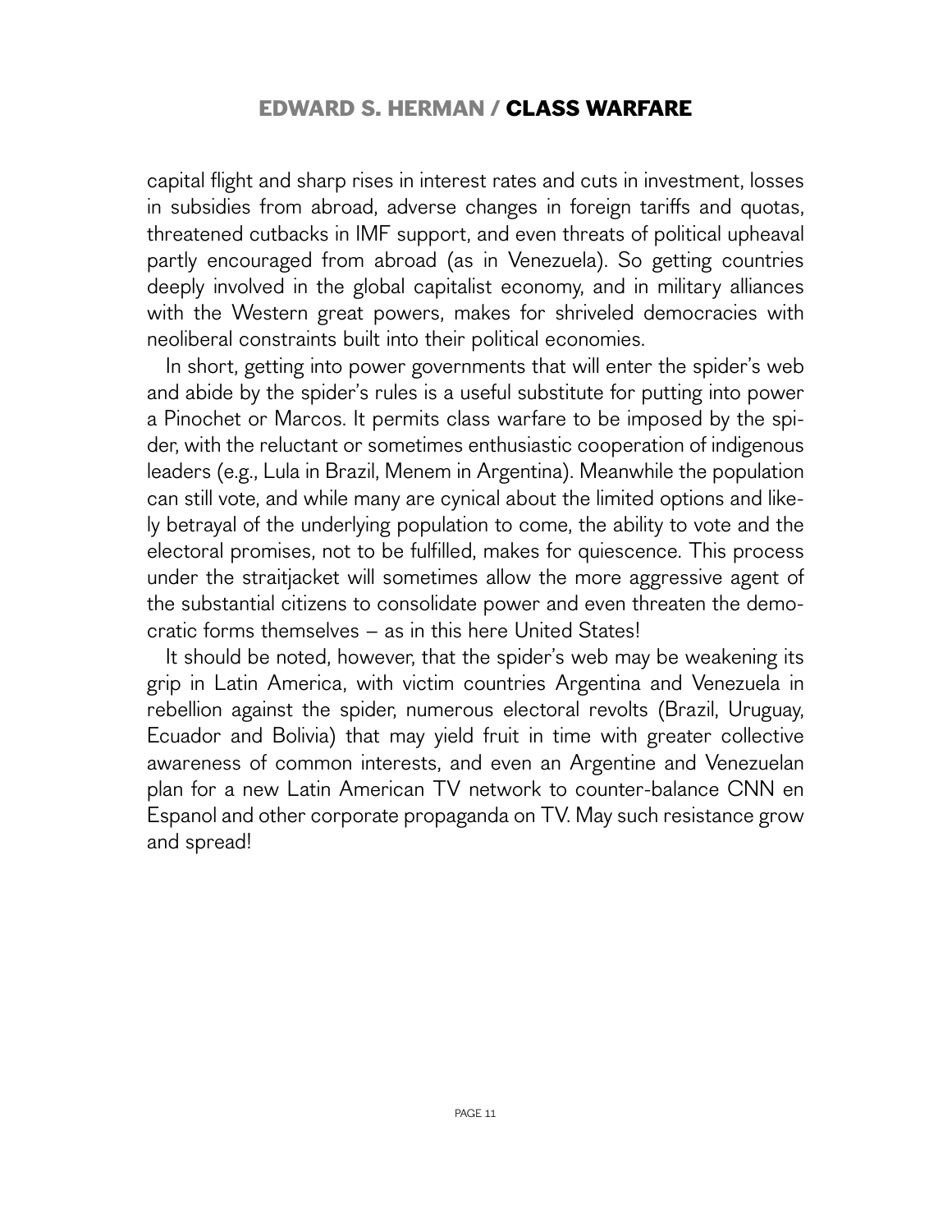capital flight and sharp rises in interest rates and cuts in investment, losses in subsidies from abroad, adverse changes in foreign tariffs and quotas, threatened cutbacks in IMF support, and even threats of political upheaval partly encouraged from abroad (as in Venezuela). So getting countries deeply involved in the global capitalist economy, and in military alliances with the Western great powers, makes for shriveled democracies with neoliberal constraints built into their political economies.

In short, getting into power governments that will enter the spider's web and abide by the spider's rules is a useful substitute for putting into power a Pinochet or Marcos. It permits class warfare to be imposed by the spider, with the reluctant or sometimes enthusiastic cooperation of indigenous leaders (e.g., Lula in Brazil, Menem in Argentina). Meanwhile the population can still vote, and while many are cynical about the limited options and likely betrayal of the underlying population to come, the ability to vote and the electoral promises, not to be fulfilled, makes for quiescence. This process under the straitjacket will sometimes allow the more aggressive agent of the substantial citizens to consolidate power and even threaten the democratic forms themselves – as in this here United States!

It should be noted, however, that the spider's web may be weakening its grip in Latin America, with victim countries Argentina and Venezuela in rebellion against the spider, numerous electoral revolts (Brazil, Uruguay, Ecuador and Bolivia) that may yield fruit in time with greater collective awareness of common interests, and even an Argentine and Venezuelan plan for a new Latin American TV network to counter-balance CNN en Espanol and other corporate propaganda on TV. May such resistance grow and spread!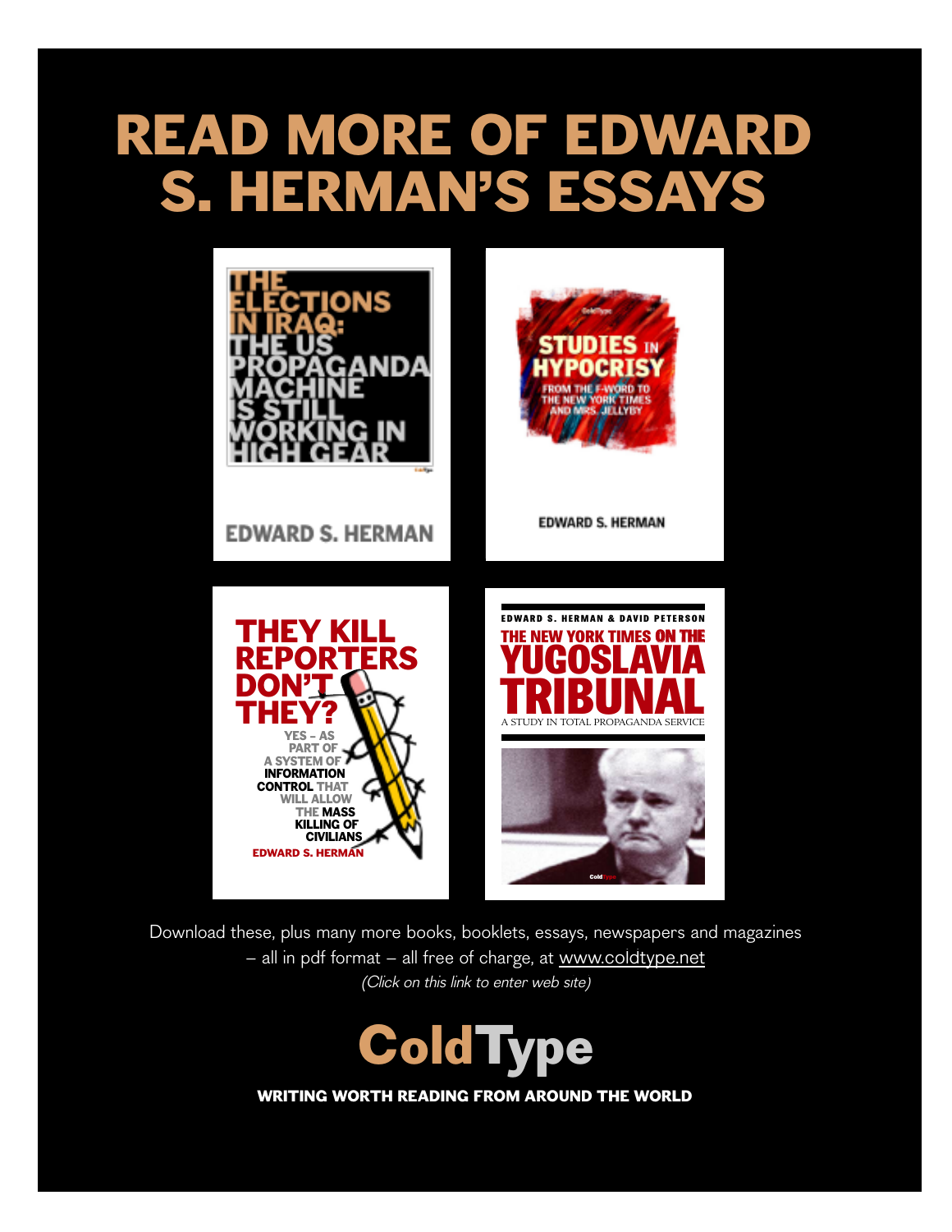# READ MORE OF EDWARD S. HERMAN'S ESSAYS

THE ELECTIONS IN IRAQ: THE US PROPAGANDA MACHINE IS STILL WORKING IN HIGH GEAR

EDWARD S. HERMAN

STUDIES IN HYPOCRISY

FROM THE F-WORD TO THE NEW YORK TIMES AND MRS. JELLYBY

EDWARD S. HERMAN

THEY KILL REPORTERS DON'T THEY?

YES – AS PART OF A SYSTEM OF INFORMATION CONTROL THAT WILL ALLOW THE MASS KILLING OF CIVILIANS

EDWARD S. HERMAN

EDWARD S. HERMAN & DAVID PETERSON

THE NEW YORK TIMES ON THE YUGOSLAVIA TRIBUNAL

A STUDY IN TOTAL PROPAGANDA SERVICE

Download these, plus many more books, booklets, essays, newspapers and magazines – all in pdf format – all free of charge, at [www.coldtype.net](http://www.coldtype.net)

*(Click on this link to enter web site)*

**ColdType**

**WRITING WORTH READING FROM AROUND THE WORLD**